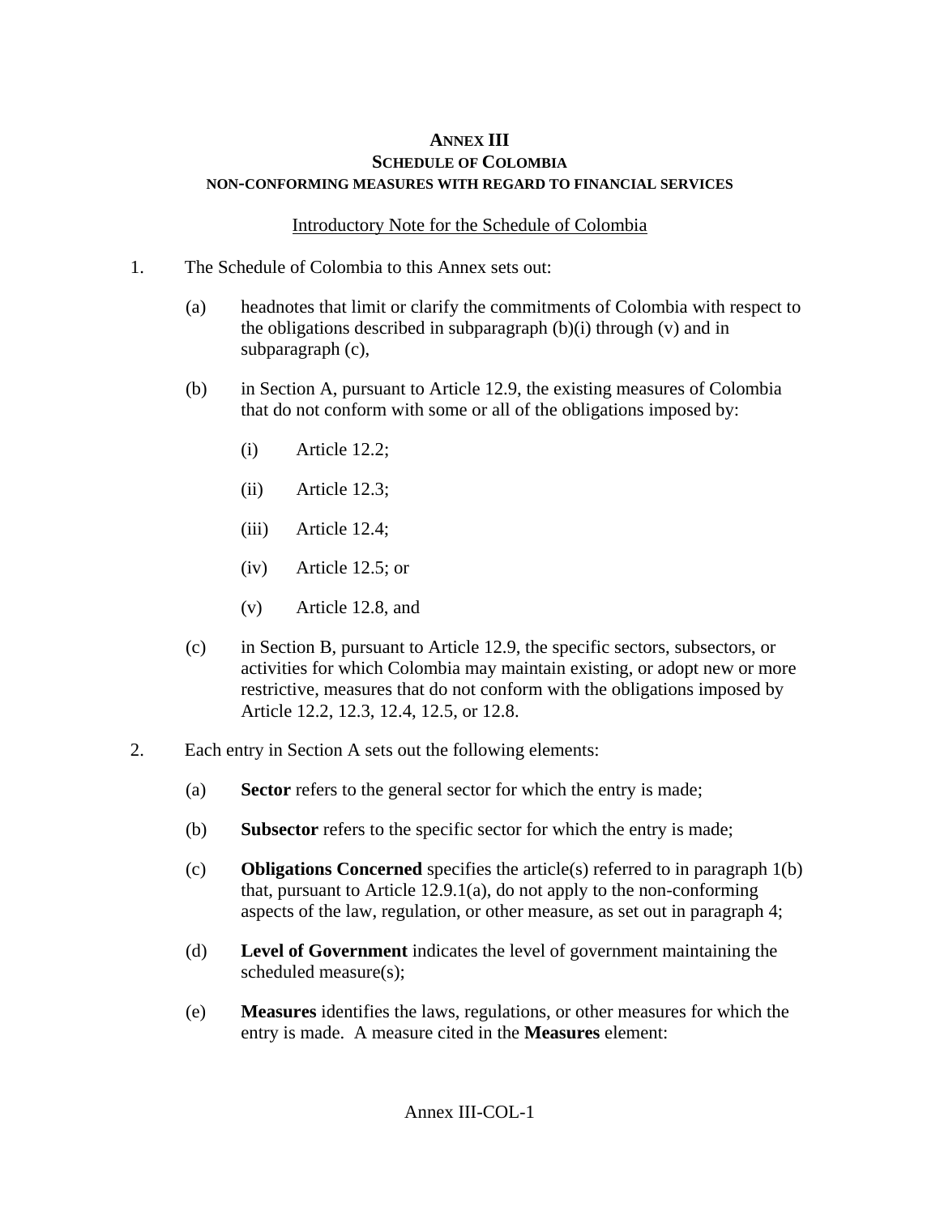# ANNEX III
## SCHEDULE OF COLOMBIA
### NON-CONFORMING MEASURES WITH REGARD TO FINANCIAL SERVICES

Introductory Note for the Schedule of Colombia

1. The Schedule of Colombia to this Annex sets out:

   (a) headnotes that limit or clarify the commitments of Colombia with respect to the obligations described in subparagraph (b)(i) through (v) and in subparagraph (c),

   (b) in Section A, pursuant to Article 12.9, the existing measures of Colombia that do not conform with some or all of the obligations imposed by:

      (i) Article 12.2;

      (ii) Article 12.3;

      (iii) Article 12.4;

      (iv) Article 12.5; or

      (v) Article 12.8, and

   (c) in Section B, pursuant to Article 12.9, the specific sectors, subsectors, or activities for which Colombia may maintain existing, or adopt new or more restrictive, measures that do not conform with the obligations imposed by Article 12.2, 12.3, 12.4, 12.5, or 12.8.

2. Each entry in Section A sets out the following elements:

   (a) **Sector** refers to the general sector for which the entry is made;

   (b) **Subsector** refers to the specific sector for which the entry is made;

   (c) **Obligations Concerned** specifies the article(s) referred to in paragraph 1(b) that, pursuant to Article 12.9.1(a), do not apply to the non-conforming aspects of the law, regulation, or other measure, as set out in paragraph 4;

   (d) **Level of Government** indicates the level of government maintaining the scheduled measure(s);

   (e) **Measures** identifies the laws, regulations, or other measures for which the entry is made. A measure cited in the **Measures** element: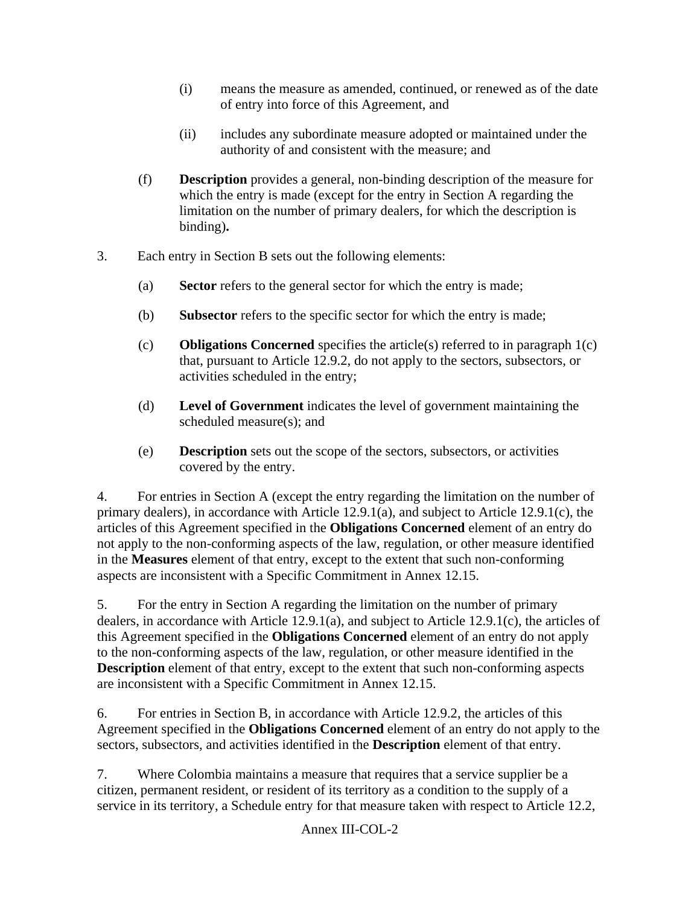(i) means the measure as amended, continued, or renewed as of the date of entry into force of this Agreement, and

(ii) includes any subordinate measure adopted or maintained under the authority of and consistent with the measure; and

(f) **Description** provides a general, non-binding description of the measure for which the entry is made (except for the entry in Section A regarding the limitation on the number of primary dealers, for which the description is binding)**.**

3. Each entry in Section B sets out the following elements:

(a) **Sector** refers to the general sector for which the entry is made;

(b) **Subsector** refers to the specific sector for which the entry is made;

(c) **Obligations Concerned** specifies the article(s) referred to in paragraph 1(c) that, pursuant to Article 12.9.2, do not apply to the sectors, subsectors, or activities scheduled in the entry;

(d) **Level of Government** indicates the level of government maintaining the scheduled measure(s); and

(e) **Description** sets out the scope of the sectors, subsectors, or activities covered by the entry.

4. For entries in Section A (except the entry regarding the limitation on the number of primary dealers), in accordance with Article 12.9.1(a), and subject to Article 12.9.1(c), the articles of this Agreement specified in the **Obligations Concerned** element of an entry do not apply to the non-conforming aspects of the law, regulation, or other measure identified in the **Measures** element of that entry, except to the extent that such non-conforming aspects are inconsistent with a Specific Commitment in Annex 12.15.

5. For the entry in Section A regarding the limitation on the number of primary dealers, in accordance with Article 12.9.1(a), and subject to Article 12.9.1(c), the articles of this Agreement specified in the **Obligations Concerned** element of an entry do not apply to the non-conforming aspects of the law, regulation, or other measure identified in the **Description** element of that entry, except to the extent that such non-conforming aspects are inconsistent with a Specific Commitment in Annex 12.15.

6. For entries in Section B, in accordance with Article 12.9.2, the articles of this Agreement specified in the **Obligations Concerned** element of an entry do not apply to the sectors, subsectors, and activities identified in the **Description** element of that entry.

7. Where Colombia maintains a measure that requires that a service supplier be a citizen, permanent resident, or resident of its territory as a condition to the supply of a service in its territory, a Schedule entry for that measure taken with respect to Article 12.2,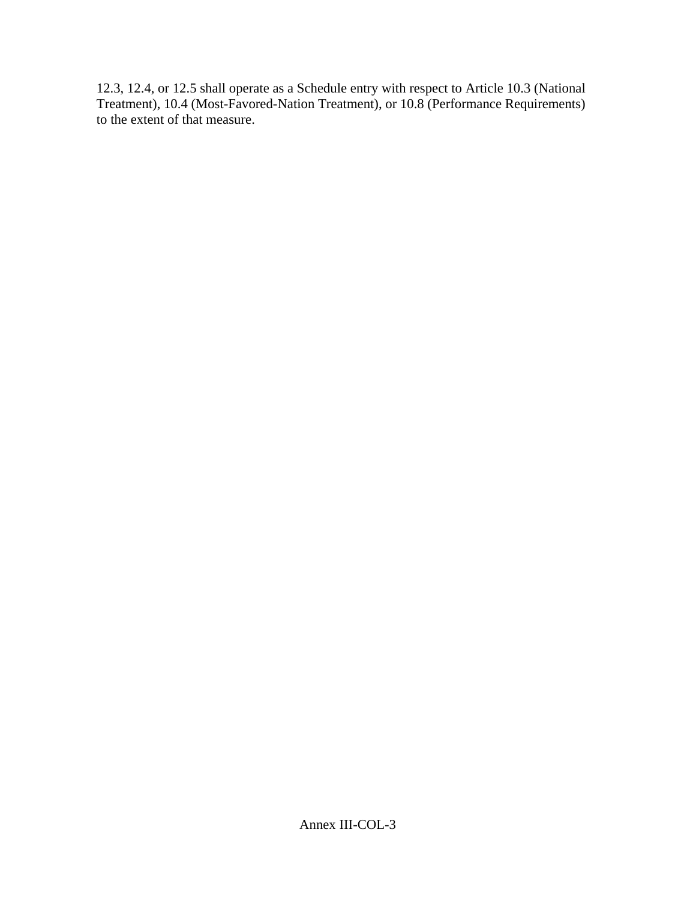12.3, 12.4, or 12.5 shall operate as a Schedule entry with respect to Article 10.3 (National Treatment), 10.4 (Most-Favored-Nation Treatment), or 10.8 (Performance Requirements) to the extent of that measure.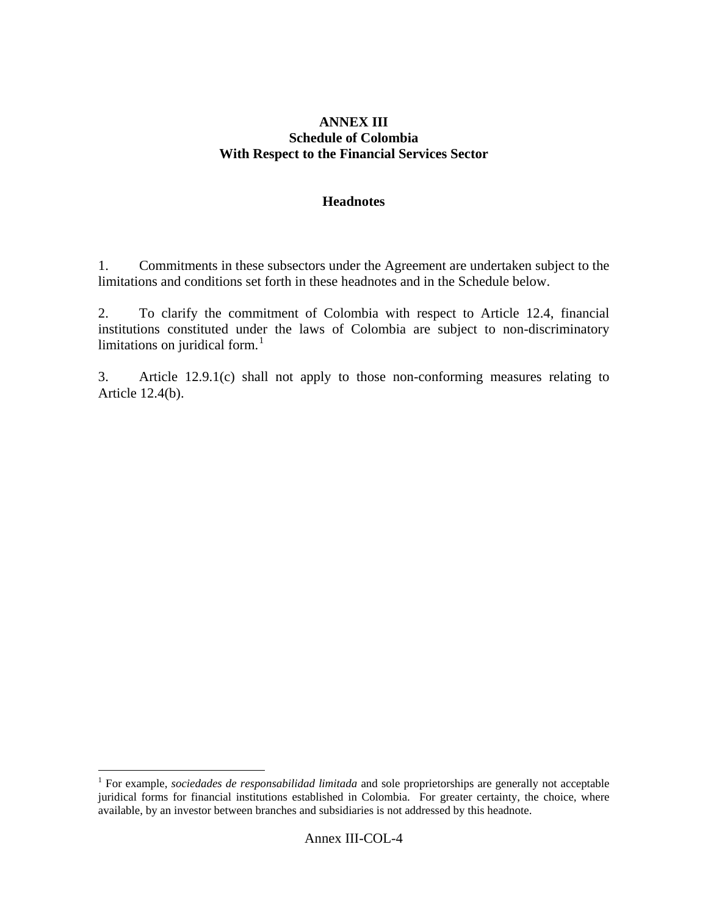# ANNEX III
## Schedule of Colombia
## With Respect to the Financial Services Sector

### Headnotes

1. Commitments in these subsectors under the Agreement are undertaken subject to the limitations and conditions set forth in these headnotes and in the Schedule below.

2. To clarify the commitment of Colombia with respect to Article 12.4, financial institutions constituted under the laws of Colombia are subject to non-discriminatory limitations on juridical form.[1]

3. Article 12.9.1(c) shall not apply to those non-conforming measures relating to Article 12.4(b).

[1] For example, *sociedades de responsabilidad limitada* and sole proprietorships are generally not acceptable juridical forms for financial institutions established in Colombia. For greater certainty, the choice, where available, by an investor between branches and subsidiaries is not addressed by this headnote.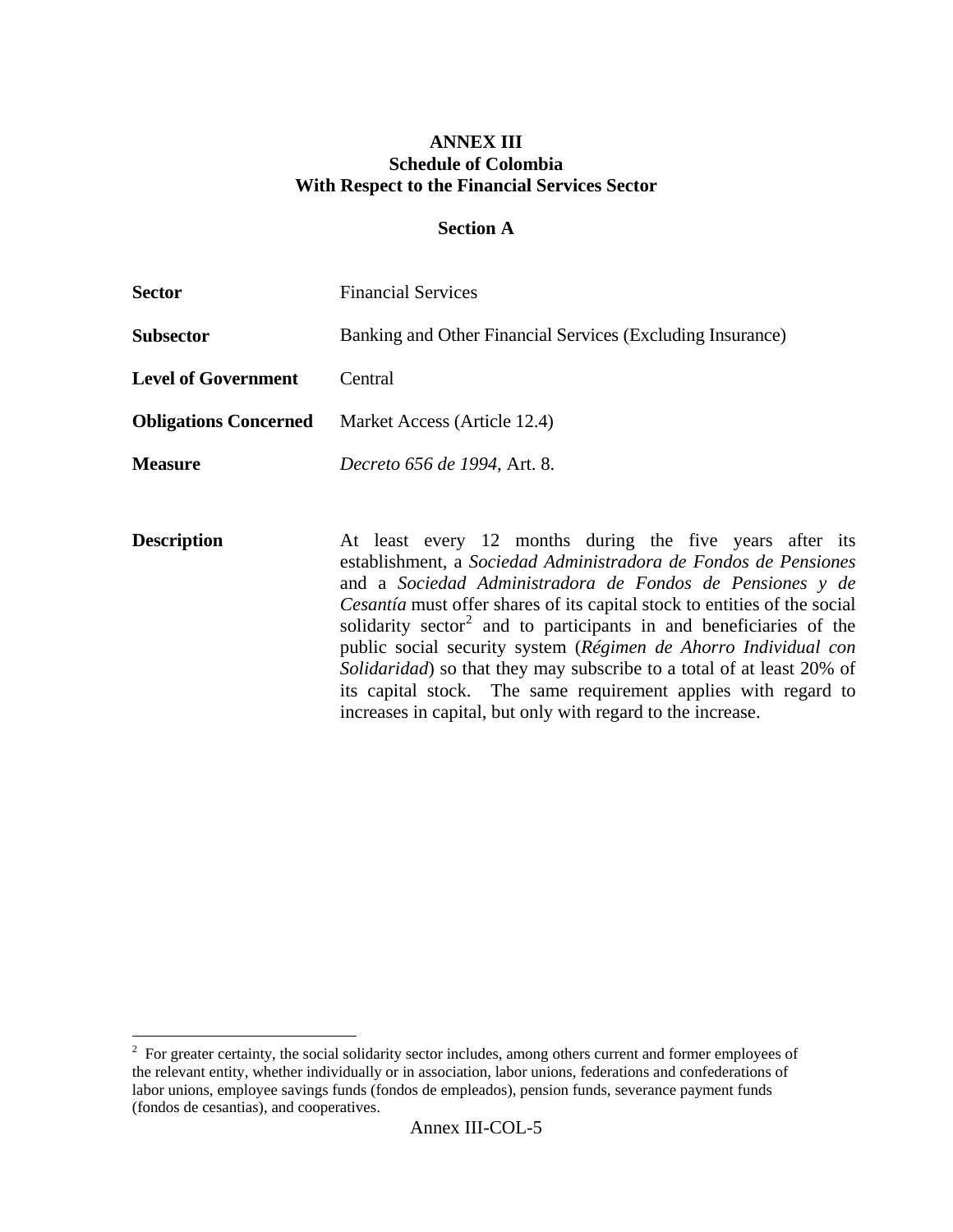**ANNEX III**
**Schedule of Colombia**
**With Respect to the Financial Services Sector**

**Section A**

| | |
|---|---|
| **Sector** | Financial Services |
| **Subsector** | Banking and Other Financial Services (Excluding Insurance) |
| **Level of Government** | Central |
| **Obligations Concerned** | Market Access (Article 12.4) |
| **Measure** | *Decreto 656 de 1994*, Art. 8. |
| **Description** | At least every 12 months during the five years after its establishment, a *Sociedad Administradora de Fondos de Pensiones* and a *Sociedad Administradora de Fondos de Pensiones y de Cesantía* must offer shares of its capital stock to entities of the social solidarity sector[2] and to participants in and beneficiaries of the public social security system (*Régimen de Ahorro Individual con Solidaridad*) so that they may subscribe to a total of at least 20% of its capital stock. The same requirement applies with regard to increases in capital, but only with regard to the increase. |

[2] For greater certainty, the social solidarity sector includes, among others current and former employees of the relevant entity, whether individually or in association, labor unions, federations and confederations of labor unions, employee savings funds (fondos de empleados), pension funds, severance payment funds (fondos de cesantias), and cooperatives.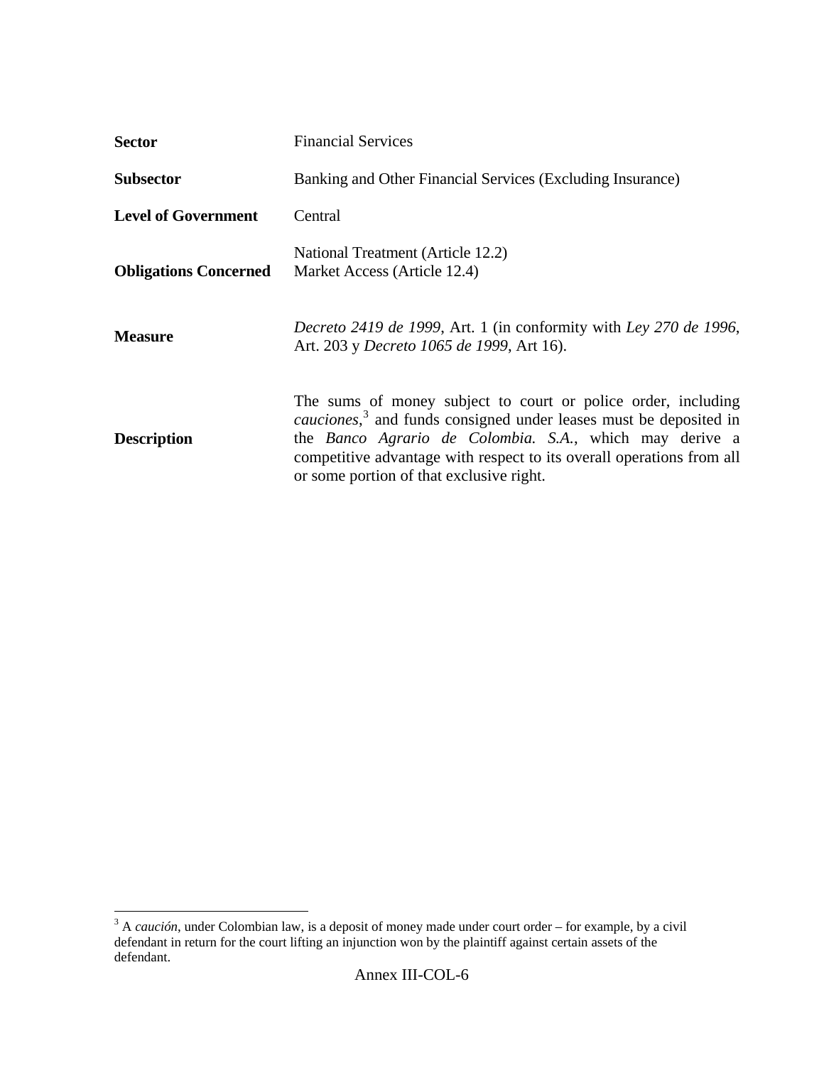| | |
|---|---|
| **Sector** | Financial Services |
| **Subsector** | Banking and Other Financial Services (Excluding Insurance) |
| **Level of Government** | Central |
| **Obligations Concerned** | National Treatment (Article 12.2)<br>Market Access (Article 12.4) |
| **Measure** | *Decreto 2419 de 1999*, Art. 1 (in conformity with *Ley 270 de 1996*, Art. 203 y *Decreto 1065 de 1999*, Art 16). |
| **Description** | The sums of money subject to court or police order, including *cauciones*,[3] and funds consigned under leases must be deposited in the *Banco Agrario de Colombia. S.A.*, which may derive a competitive advantage with respect to its overall operations from all or some portion of that exclusive right. |

[3] A *caución*, under Colombian law, is a deposit of money made under court order – for example, by a civil defendant in return for the court lifting an injunction won by the plaintiff against certain assets of the defendant.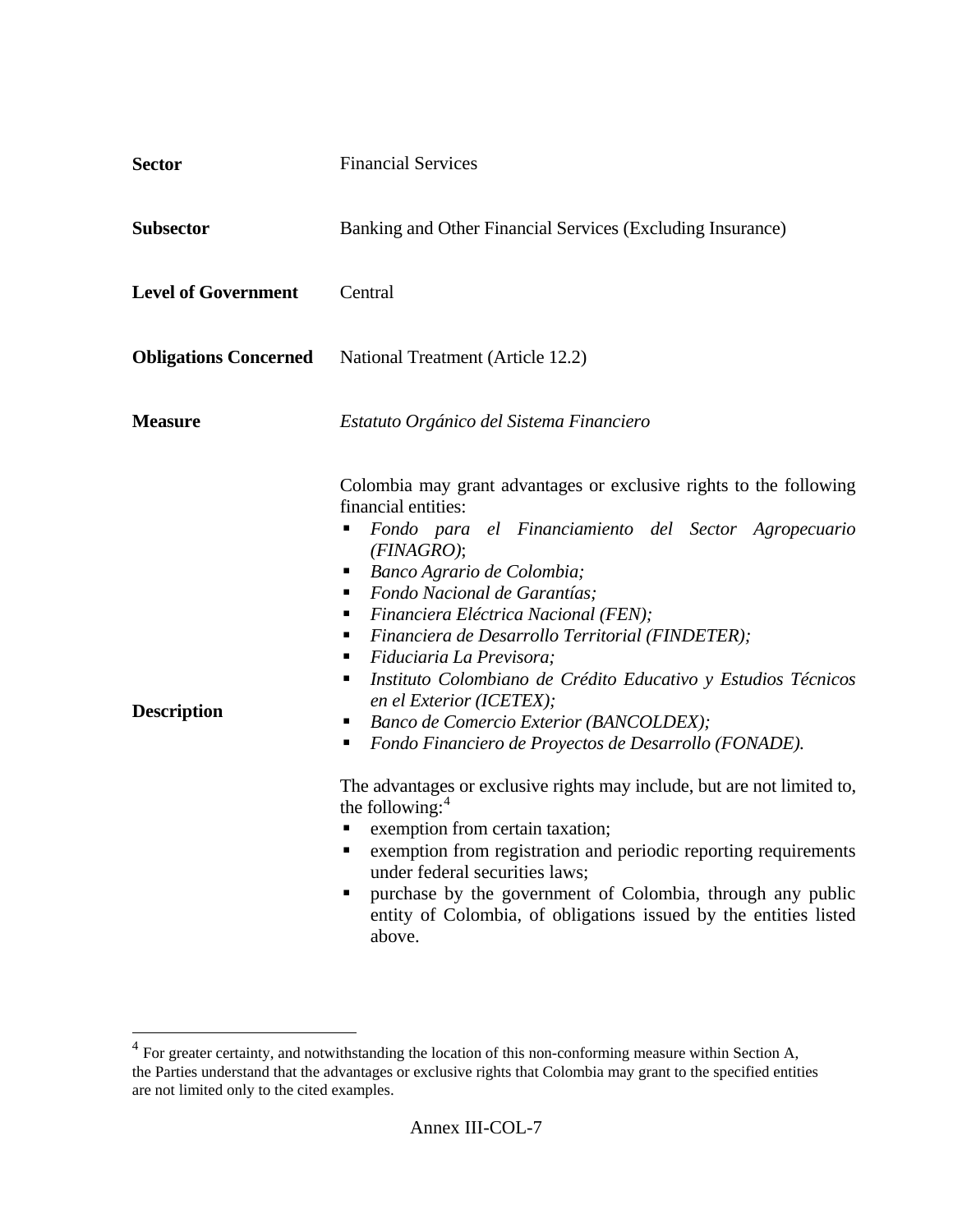| | |
|---|---|
| **Sector** | Financial Services |
| **Subsector** | Banking and Other Financial Services (Excluding Insurance) |
| **Level of Government** | Central |
| **Obligations Concerned** | National Treatment (Article 12.2) |
| **Measure** | *Estatuto Orgánico del Sistema Financiero* |
| **Description** | Colombia may grant advantages or exclusive rights to the following financial entities:<br>▪ *Fondo para el Financiamiento del Sector Agropecuario (FINAGRO)*;<br>▪ *Banco Agrario de Colombia;*<br>▪ *Fondo Nacional de Garantías;*<br>▪ *Financiera Eléctrica Nacional (FEN);*<br>▪ *Financiera de Desarrollo Territorial (FINDETER);*<br>▪ *Fiduciaria La Previsora;*<br>▪ *Instituto Colombiano de Crédito Educativo y Estudios Técnicos en el Exterior (ICETEX);*<br>▪ *Banco de Comercio Exterior (BANCOLDEX);*<br>▪ *Fondo Financiero de Proyectos de Desarrollo (FONADE).*<br><br>The advantages or exclusive rights may include, but are not limited to, the following:[4]<br>▪ exemption from certain taxation;<br>▪ exemption from registration and periodic reporting requirements under federal securities laws;<br>▪ purchase by the government of Colombia, through any public entity of Colombia, of obligations issued by the entities listed above. |

[4] For greater certainty, and notwithstanding the location of this non-conforming measure within Section A, the Parties understand that the advantages or exclusive rights that Colombia may grant to the specified entities are not limited only to the cited examples.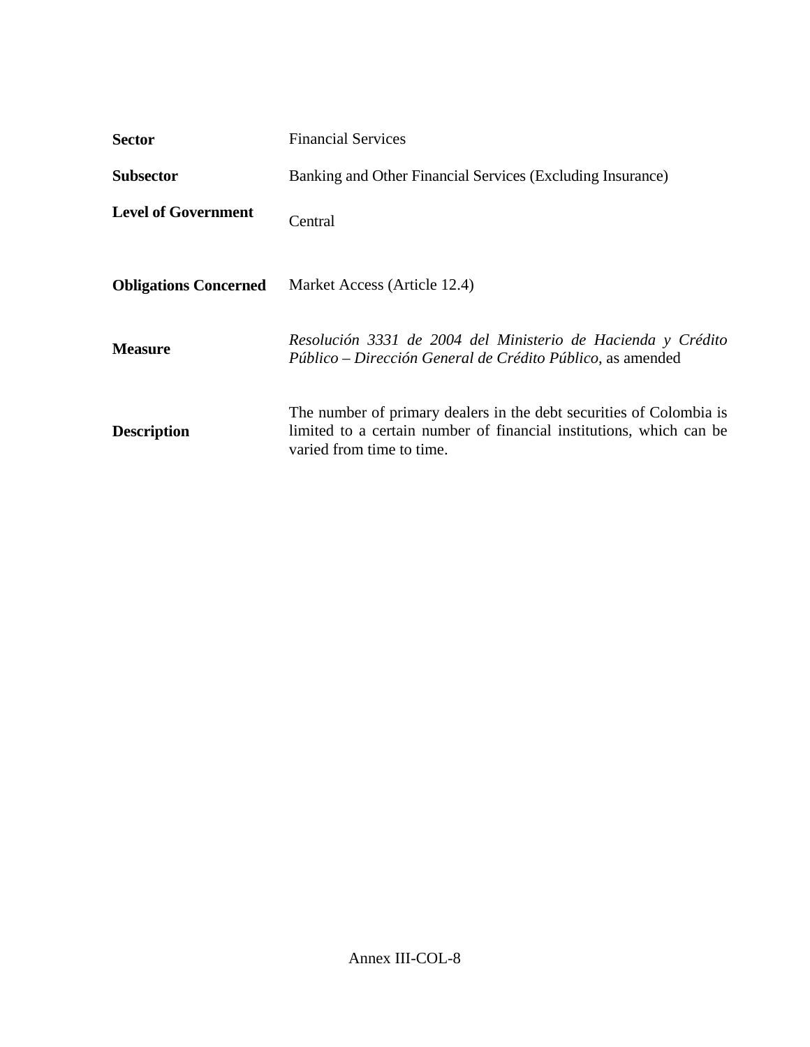| | |
|---|---|
| **Sector** | Financial Services |
| **Subsector** | Banking and Other Financial Services (Excluding Insurance) |
| **Level of Government** | Central |
| **Obligations Concerned** | Market Access (Article 12.4) |
| **Measure** | *Resolución 3331 de 2004 del Ministerio de Hacienda y Crédito Público – Dirección General de Crédito Público*, as amended |
| **Description** | The number of primary dealers in the debt securities of Colombia is limited to a certain number of financial institutions, which can be varied from time to time. |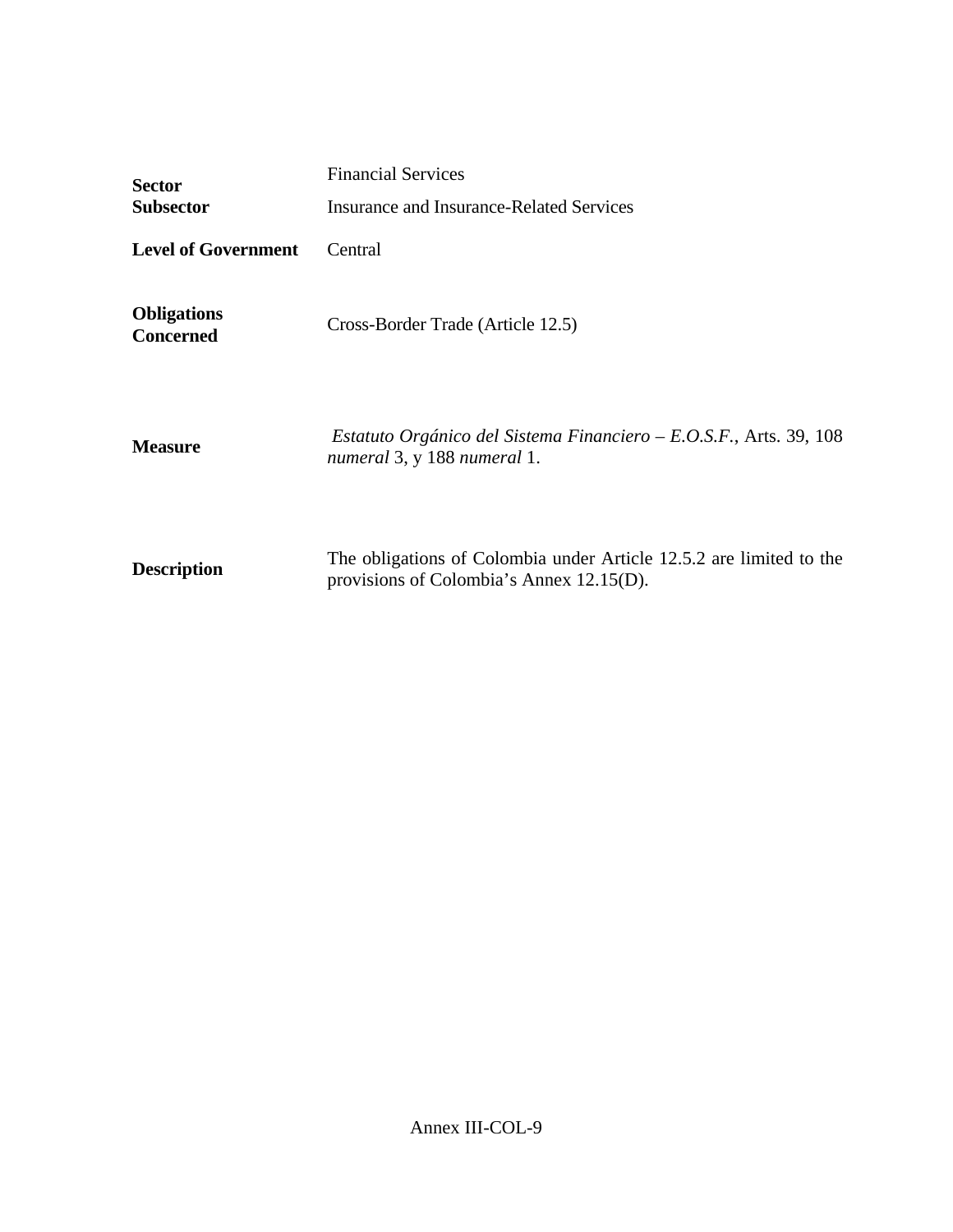| | |
|---|---|
| **Sector** | Financial Services |
| **Subsector** | Insurance and Insurance-Related Services |
| **Level of Government** | Central |
| **Obligations Concerned** | Cross-Border Trade (Article 12.5) |
| **Measure** | *Estatuto Orgánico del Sistema Financiero – E.O.S.F.*, Arts. 39, 108 *numeral* 3, y 188 *numeral* 1. |
| **Description** | The obligations of Colombia under Article 12.5.2 are limited to the provisions of Colombia's Annex 12.15(D). |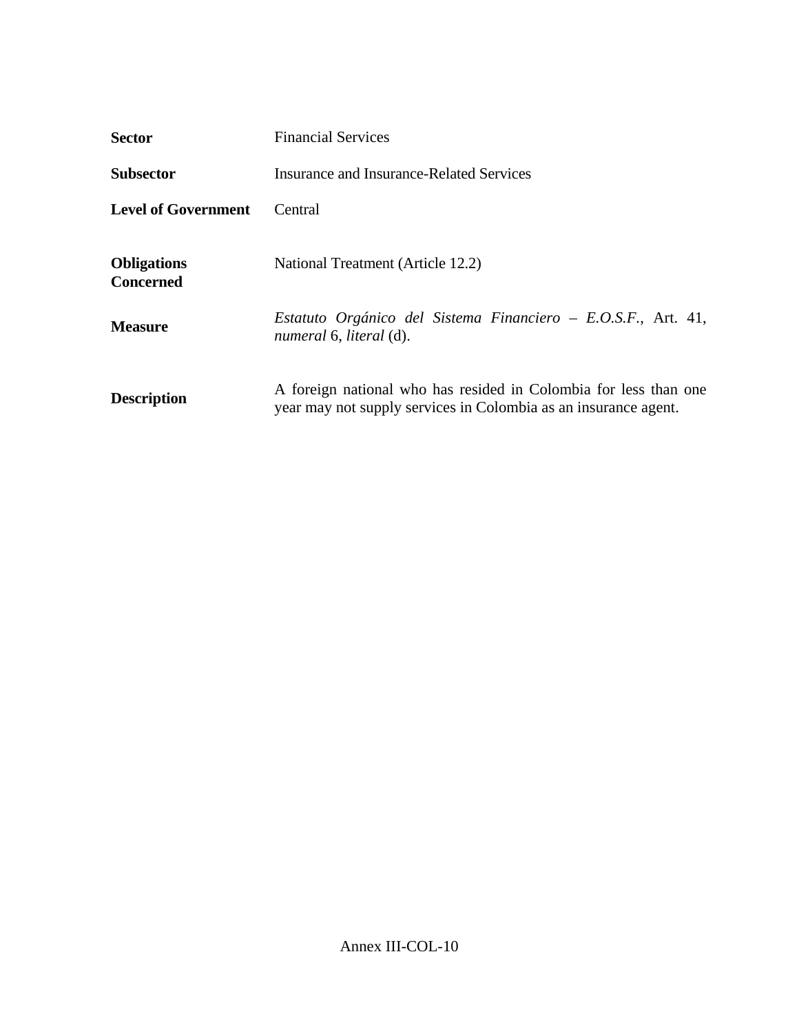| | |
|---|---|
| **Sector** | Financial Services |
| **Subsector** | Insurance and Insurance-Related Services |
| **Level of Government** | Central |
| **Obligations Concerned** | National Treatment (Article 12.2) |
| **Measure** | *Estatuto Orgánico del Sistema Financiero – E.O.S.F.*, Art. 41, *numeral* 6, *literal* (d). |
| **Description** | A foreign national who has resided in Colombia for less than one year may not supply services in Colombia as an insurance agent. |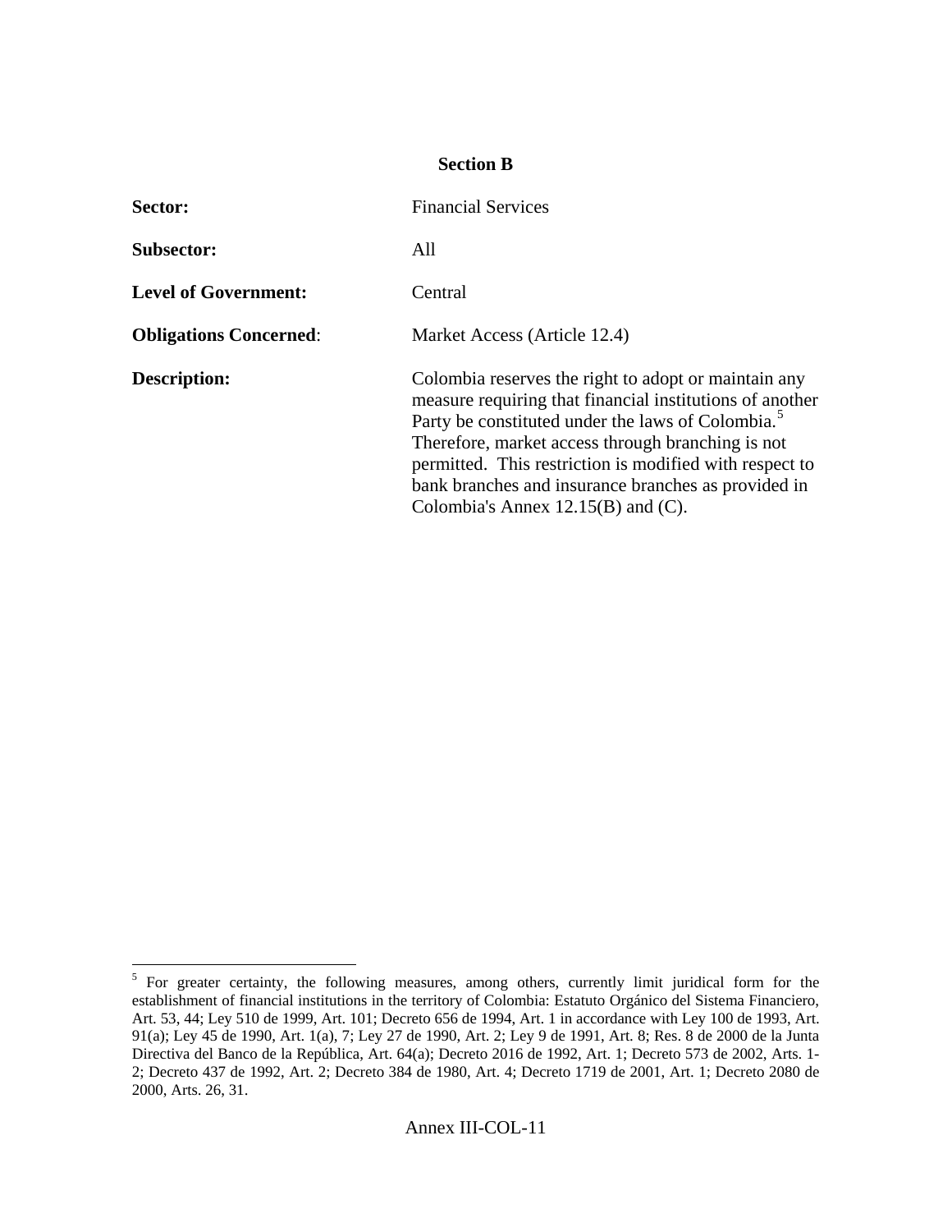## Section B

**Sector:** Financial Services

**Subsector:** All

**Level of Government:** Central

**Obligations Concerned**: Market Access (Article 12.4)

**Description:** Colombia reserves the right to adopt or maintain any measure requiring that financial institutions of another Party be constituted under the laws of Colombia.[5] Therefore, market access through branching is not permitted. This restriction is modified with respect to bank branches and insurance branches as provided in Colombia's Annex 12.15(B) and (C).

---

[5] For greater certainty, the following measures, among others, currently limit juridical form for the establishment of financial institutions in the territory of Colombia: Estatuto Orgánico del Sistema Financiero, Art. 53, 44; Ley 510 de 1999, Art. 101; Decreto 656 de 1994, Art. 1 in accordance with Ley 100 de 1993, Art. 91(a); Ley 45 de 1990, Art. 1(a), 7; Ley 27 de 1990, Art. 2; Ley 9 de 1991, Art. 8; Res. 8 de 2000 de la Junta Directiva del Banco de la República, Art. 64(a); Decreto 2016 de 1992, Art. 1; Decreto 573 de 2002, Arts. 1-2; Decreto 437 de 1992, Art. 2; Decreto 384 de 1980, Art. 4; Decreto 1719 de 2001, Art. 1; Decreto 2080 de 2000, Arts. 26, 31.